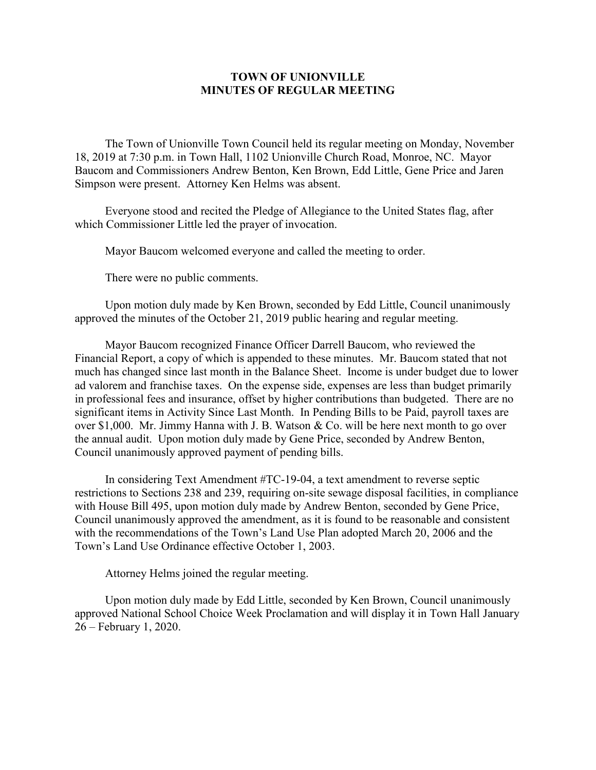# TOWN OF UNIONVILLE
# MINUTES OF REGULAR MEETING

The Town of Unionville Town Council held its regular meeting on Monday, November 18, 2019 at 7:30 p.m. in Town Hall, 1102 Unionville Church Road, Monroe, NC. Mayor Baucom and Commissioners Andrew Benton, Ken Brown, Edd Little, Gene Price and Jaren Simpson were present. Attorney Ken Helms was absent.

Everyone stood and recited the Pledge of Allegiance to the United States flag, after which Commissioner Little led the prayer of invocation.

Mayor Baucom welcomed everyone and called the meeting to order.

There were no public comments.

Upon motion duly made by Ken Brown, seconded by Edd Little, Council unanimously approved the minutes of the October 21, 2019 public hearing and regular meeting.

Mayor Baucom recognized Finance Officer Darrell Baucom, who reviewed the Financial Report, a copy of which is appended to these minutes. Mr. Baucom stated that not much has changed since last month in the Balance Sheet. Income is under budget due to lower ad valorem and franchise taxes. On the expense side, expenses are less than budget primarily in professional fees and insurance, offset by higher contributions than budgeted. There are no significant items in Activity Since Last Month. In Pending Bills to be Paid, payroll taxes are over $1,000. Mr. Jimmy Hanna with J. B. Watson & Co. will be here next month to go over the annual audit. Upon motion duly made by Gene Price, seconded by Andrew Benton, Council unanimously approved payment of pending bills.

In considering Text Amendment #TC-19-04, a text amendment to reverse septic restrictions to Sections 238 and 239, requiring on-site sewage disposal facilities, in compliance with House Bill 495, upon motion duly made by Andrew Benton, seconded by Gene Price, Council unanimously approved the amendment, as it is found to be reasonable and consistent with the recommendations of the Town's Land Use Plan adopted March 20, 2006 and the Town's Land Use Ordinance effective October 1, 2003.

Attorney Helms joined the regular meeting.

Upon motion duly made by Edd Little, seconded by Ken Brown, Council unanimously approved National School Choice Week Proclamation and will display it in Town Hall January 26 – February 1, 2020.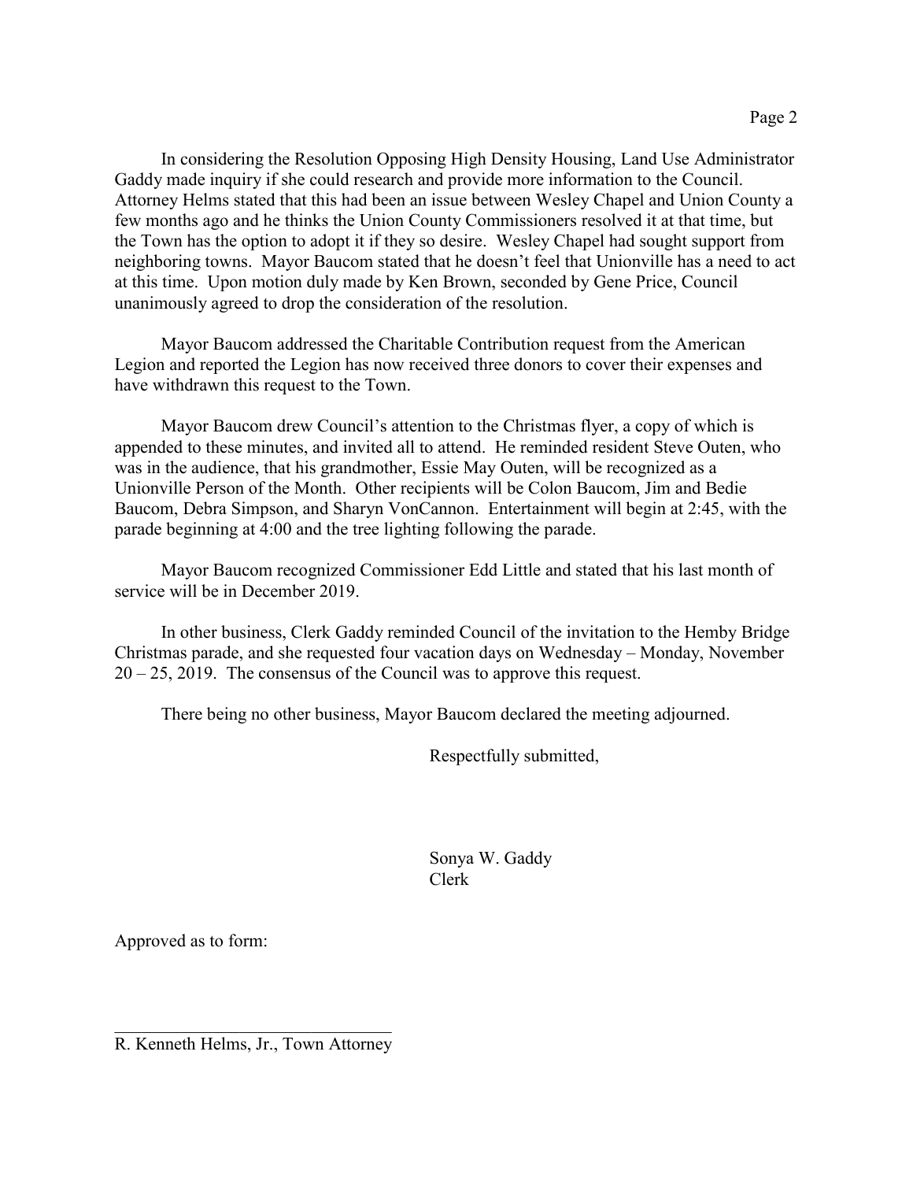In considering the Resolution Opposing High Density Housing, Land Use Administrator Gaddy made inquiry if she could research and provide more information to the Council. Attorney Helms stated that this had been an issue between Wesley Chapel and Union County a few months ago and he thinks the Union County Commissioners resolved it at that time, but the Town has the option to adopt it if they so desire. Wesley Chapel had sought support from neighboring towns. Mayor Baucom stated that he doesn't feel that Unionville has a need to act at this time. Upon motion duly made by Ken Brown, seconded by Gene Price, Council unanimously agreed to drop the consideration of the resolution.

Mayor Baucom addressed the Charitable Contribution request from the American Legion and reported the Legion has now received three donors to cover their expenses and have withdrawn this request to the Town.

Mayor Baucom drew Council's attention to the Christmas flyer, a copy of which is appended to these minutes, and invited all to attend. He reminded resident Steve Outen, who was in the audience, that his grandmother, Essie May Outen, will be recognized as a Unionville Person of the Month. Other recipients will be Colon Baucom, Jim and Bedie Baucom, Debra Simpson, and Sharyn VonCannon. Entertainment will begin at 2:45, with the parade beginning at 4:00 and the tree lighting following the parade.

Mayor Baucom recognized Commissioner Edd Little and stated that his last month of service will be in December 2019.

In other business, Clerk Gaddy reminded Council of the invitation to the Hemby Bridge Christmas parade, and she requested four vacation days on Wednesday – Monday, November 20 – 25, 2019. The consensus of the Council was to approve this request.

There being no other business, Mayor Baucom declared the meeting adjourned.

Respectfully submitted,

Sonya W. Gaddy
Clerk

Approved as to form:

\_\_\_\_\_\_\_\_\_\_\_\_\_\_\_\_\_\_\_\_\_\_\_\_\_\_\_\_\_\_\_\_\_\_\_\_

R. Kenneth Helms, Jr., Town Attorney